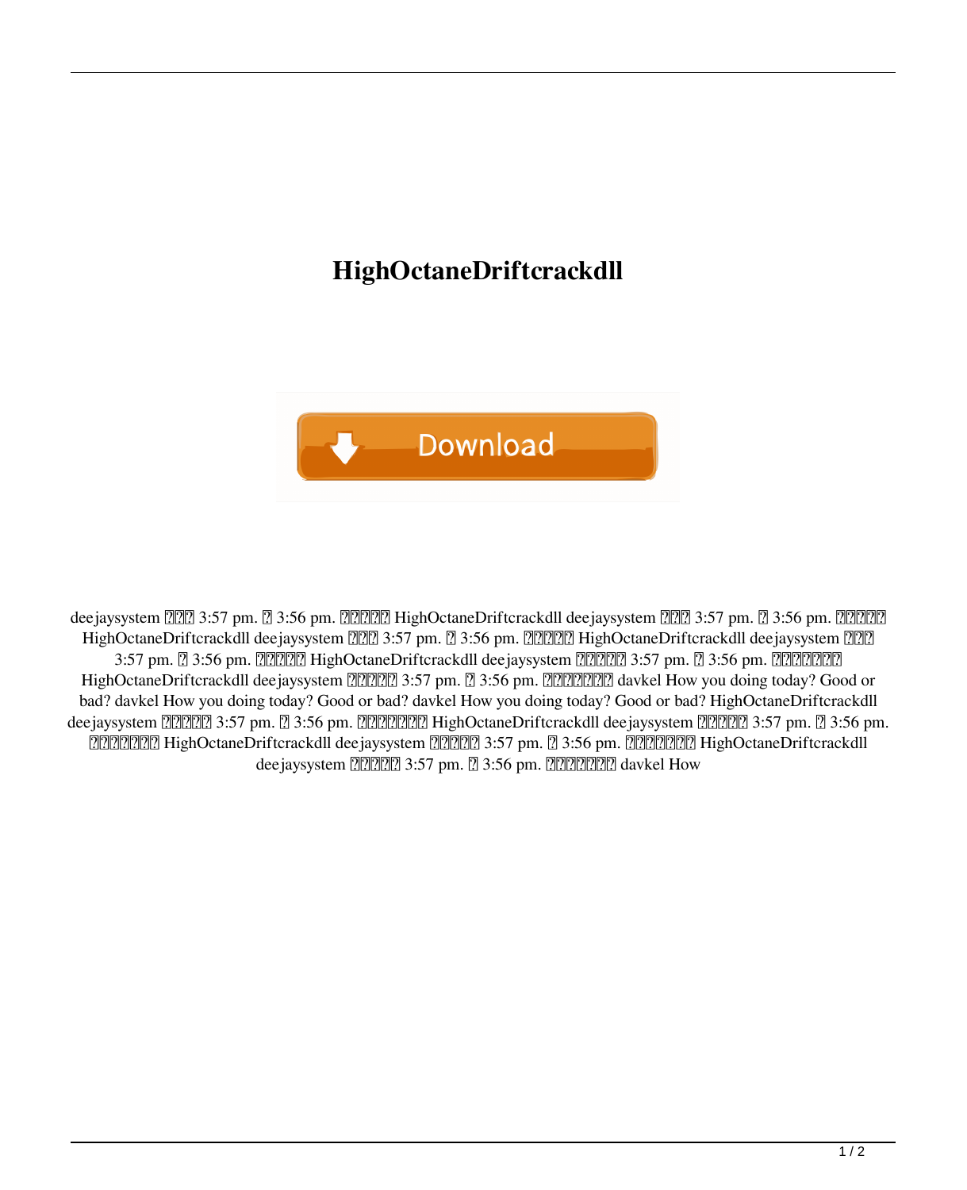## **HighOctaneDriftcrackdll**



deejaysystem 222 3:57 pm. 23:56 pm. 222 3:56 pm. 222 HighOctaneDriftcrackdll deejaysystem 222 3:57 pm. 23:56 pm. 2222 2:56 pm. HighOctaneDriftcrackdll deejaysystem 22 3:57 pm. 2 3:56 pm. 22 2012 HighOctaneDriftcrackdll deejaysystem 22 3:57 pm.  $\mathbb{Z}$  3:56 pm.  $\mathbb{Z}$   $\mathbb{Z}$   $\mathbb{Z}$  HighOctaneDriftcrackdll deejaysystem  $\mathbb{Z}$  $\mathbb{Z}$  $\mathbb{Z}$  $\mathbb{Z}$  3:57 pm.  $\mathbb{Z}$  3:56 pm.  $\mathbb{Z}$  $\mathbb{Z}$  $\mathbb{Z}$  $\mathbb{Z}$  $\mathbb{Z}$ HighOctaneDriftcrackdll deejaysystem 22022 3:57 pm. 23:56 pm. 2202222 davkel How you doing today? Good or bad? davkel How you doing today? Good or bad? davkel How you doing today? Good or bad? HighOctaneDriftcrackdll deejaysystem **22222** 3:57 pm. 2 3:56 pm. 2223.56 pm. 22223 HighOctaneDriftcrackdll deejaysystem **22222** 3:57 pm. 2 3:56 pm. *DEEREDRE HighOctaneDriftcrackdll dee jaysystem 22222 pm. 2* **3:57 pm. 2 3:56 pm. 2 2:06 pm. 2 HighOctaneDriftcrackdll** dee jaysystem  $\boxed{?}\boxed{?}\boxed{?}\$  3:57 pm.  $\boxed{?}\$  3:56 pm.  $\boxed{?}\boxed{?}\boxed{?}\boxed{?}\$  davkel How